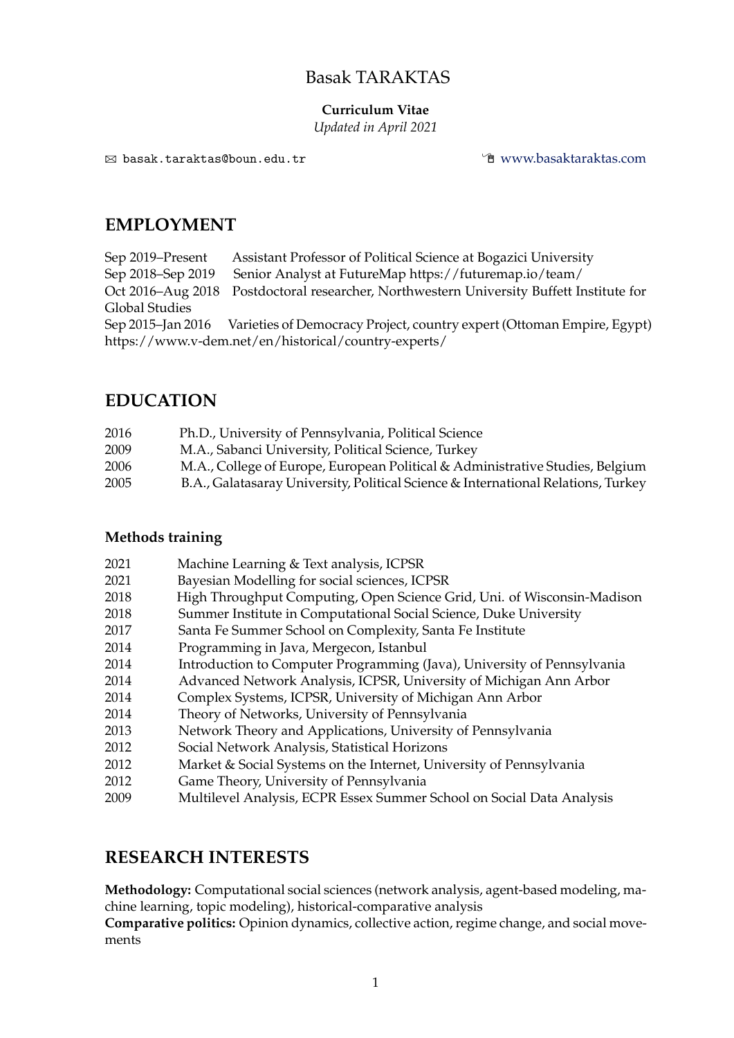# Basak TARAKTAS

**Curriculum Vitae**
*Updated in April 2021*

✉ basak.taraktas@boun.edu.tr    www.basaktaraktas.com

## EMPLOYMENT

Sep 2019–Present  Assistant Professor of Political Science at Bogazici University
Sep 2018–Sep 2019  Senior Analyst at FutureMap https://futuremap.io/team/
Oct 2016–Aug 2018  Postdoctoral researcher, Northwestern University Buffett Institute for Global Studies
Sep 2015–Jan 2016  Varieties of Democracy Project, country expert (Ottoman Empire, Egypt) https://www.v-dem.net/en/historical/country-experts/

## EDUCATION

2016  Ph.D., University of Pennsylvania, Political Science
2009  M.A., Sabanci University, Political Science, Turkey
2006  M.A., College of Europe, European Political & Administrative Studies, Belgium
2005  B.A., Galatasaray University, Political Science & International Relations, Turkey

### Methods training

2021  Machine Learning & Text analysis, ICPSR
2021  Bayesian Modelling for social sciences, ICPSR
2018  High Throughput Computing, Open Science Grid, Uni. of Wisconsin-Madison
2018  Summer Institute in Computational Social Science, Duke University
2017  Santa Fe Summer School on Complexity, Santa Fe Institute
2014  Programming in Java, Mergecon, Istanbul
2014  Introduction to Computer Programming (Java), University of Pennsylvania
2014  Advanced Network Analysis, ICPSR, University of Michigan Ann Arbor
2014  Complex Systems, ICPSR, University of Michigan Ann Arbor
2014  Theory of Networks, University of Pennsylvania
2013  Network Theory and Applications, University of Pennsylvania
2012  Social Network Analysis, Statistical Horizons
2012  Market & Social Systems on the Internet, University of Pennsylvania
2012  Game Theory, University of Pennsylvania
2009  Multilevel Analysis, ECPR Essex Summer School on Social Data Analysis

## RESEARCH INTERESTS

**Methodology:** Computational social sciences (network analysis, agent-based modeling, machine learning, topic modeling), historical-comparative analysis
**Comparative politics:** Opinion dynamics, collective action, regime change, and social movements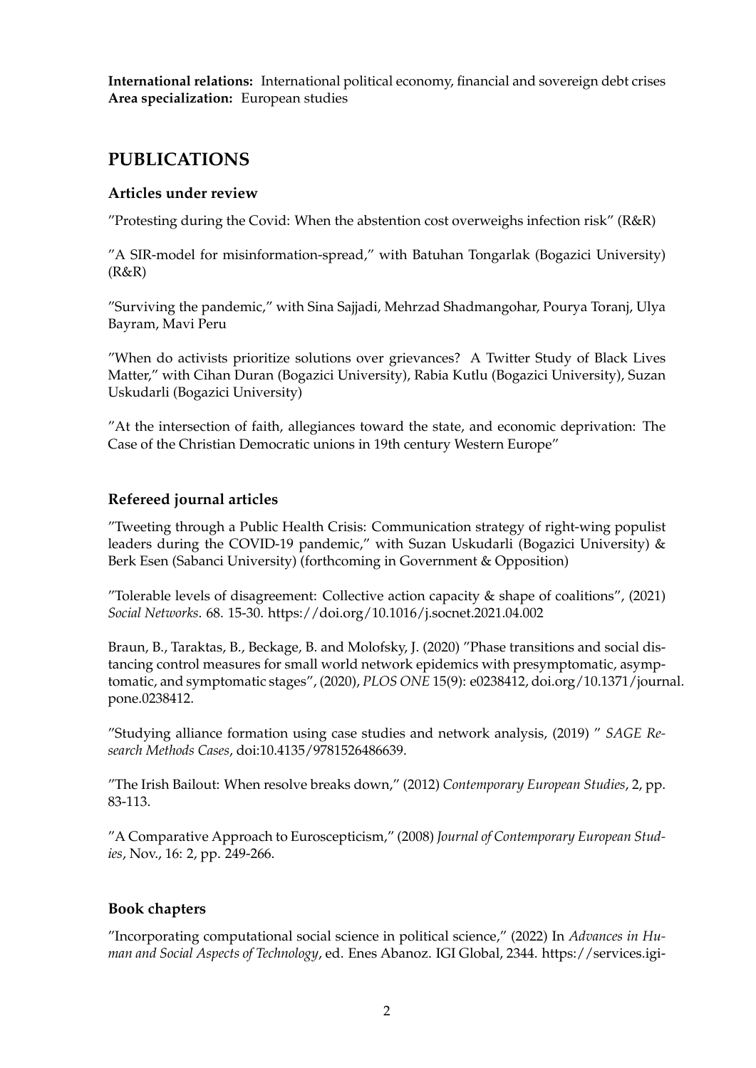**International relations:** International political economy, financial and sovereign debt crises
**Area specialization:** European studies

## PUBLICATIONS

### Articles under review

"Protesting during the Covid: When the abstention cost overweighs infection risk" (R&R)

"A SIR-model for misinformation-spread," with Batuhan Tongarlak (Bogazici University) (R&R)

"Surviving the pandemic," with Sina Sajjadi, Mehrzad Shadmangohar, Pourya Toranj, Ulya Bayram, Mavi Peru

"When do activists prioritize solutions over grievances? A Twitter Study of Black Lives Matter," with Cihan Duran (Bogazici University), Rabia Kutlu (Bogazici University), Suzan Uskudarli (Bogazici University)

"At the intersection of faith, allegiances toward the state, and economic deprivation: The Case of the Christian Democratic unions in 19th century Western Europe"

### Refereed journal articles

"Tweeting through a Public Health Crisis: Communication strategy of right-wing populist leaders during the COVID-19 pandemic," with Suzan Uskudarli (Bogazici University) & Berk Esen (Sabanci University) (forthcoming in Government & Opposition)

"Tolerable levels of disagreement: Collective action capacity & shape of coalitions", (2021) *Social Networks*. 68. 15-30. https://doi.org/10.1016/j.socnet.2021.04.002

Braun, B., Taraktas, B., Beckage, B. and Molofsky, J. (2020) "Phase transitions and social distancing control measures for small world network epidemics with presymptomatic, asymptomatic, and symptomatic stages", (2020), *PLOS ONE* 15(9): e0238412, doi.org/10.1371/journal.pone.0238412.

"Studying alliance formation using case studies and network analysis, (2019) " *SAGE Research Methods Cases*, doi:10.4135/9781526486639.

"The Irish Bailout: When resolve breaks down," (2012) *Contemporary European Studies*, 2, pp. 83-113.

"A Comparative Approach to Euroscepticism," (2008) *Journal of Contemporary European Studies*, Nov., 16: 2, pp. 249-266.

### Book chapters

"Incorporating computational social science in political science," (2022) In *Advances in Human and Social Aspects of Technology*, ed. Enes Abanoz. IGI Global, 2344. https://services.igi-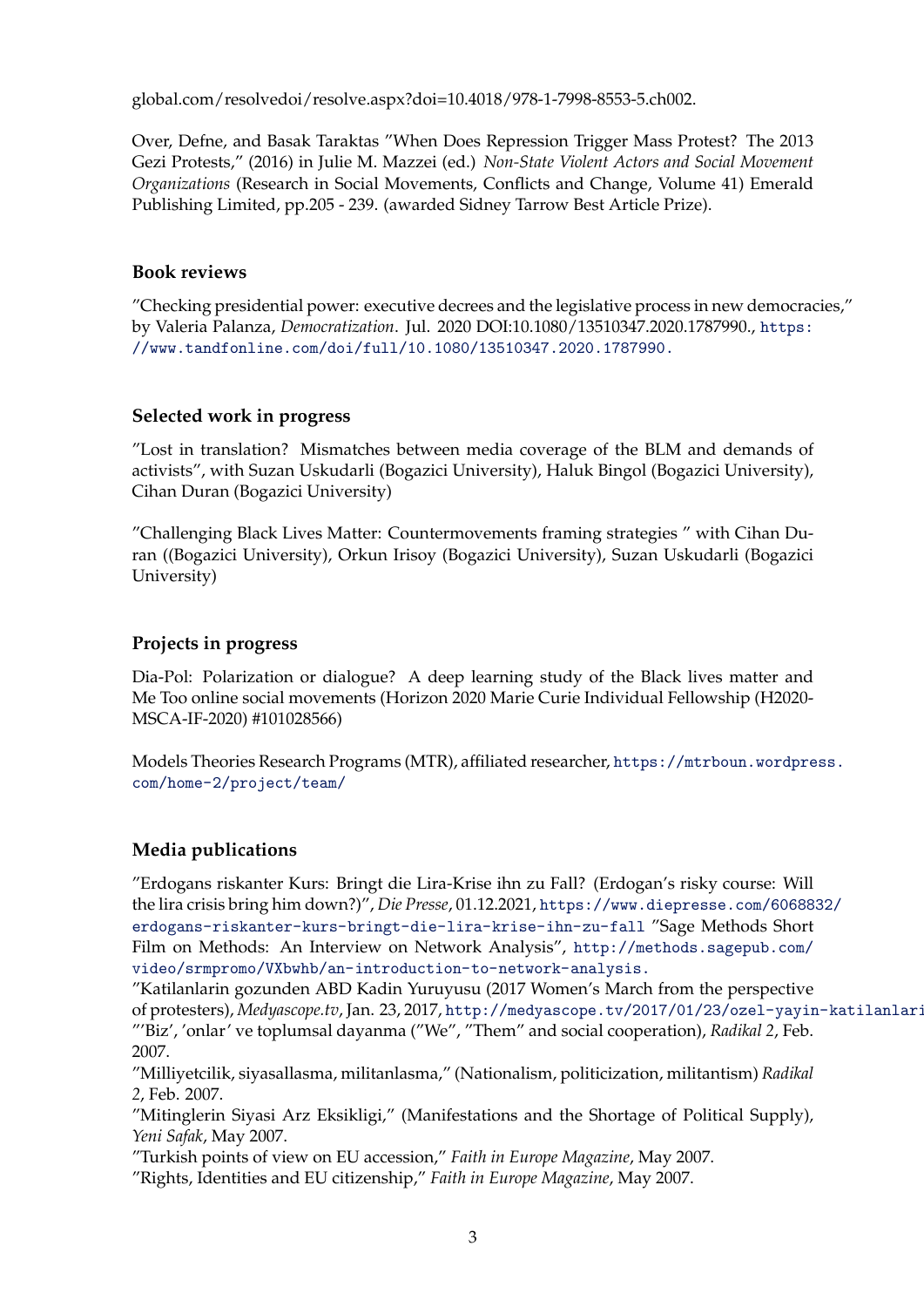global.com/resolvedoi/resolve.aspx?doi=10.4018/978-1-7998-8553-5.ch002.

Over, Defne, and Basak Taraktas "When Does Repression Trigger Mass Protest? The 2013 Gezi Protests," (2016) in Julie M. Mazzei (ed.) *Non-State Violent Actors and Social Movement Organizations* (Research in Social Movements, Conflicts and Change, Volume 41) Emerald Publishing Limited, pp.205 - 239. (awarded Sidney Tarrow Best Article Prize).

### Book reviews

"Checking presidential power: executive decrees and the legislative process in new democracies," by Valeria Palanza, *Democratization*. Jul. 2020 DOI:10.1080/13510347.2020.1787990., https://www.tandfonline.com/doi/full/10.1080/13510347.2020.1787990.

### Selected work in progress

"Lost in translation? Mismatches between media coverage of the BLM and demands of activists", with Suzan Uskudarli (Bogazici University), Haluk Bingol (Bogazici University), Cihan Duran (Bogazici University)

"Challenging Black Lives Matter: Countermovements framing strategies " with Cihan Duran ((Bogazici University), Orkun Irisoy (Bogazici University), Suzan Uskudarli (Bogazici University)

### Projects in progress

Dia-Pol: Polarization or dialogue? A deep learning study of the Black lives matter and Me Too online social movements (Horizon 2020 Marie Curie Individual Fellowship (H2020-MSCA-IF-2020) #101028566)

Models Theories Research Programs (MTR), affiliated researcher, https://mtrboun.wordpress.com/home-2/project/team/

### Media publications

"Erdogans riskanter Kurs: Bringt die Lira-Krise ihn zu Fall? (Erdogan's risky course: Will the lira crisis bring him down?)", *Die Presse*, 01.12.2021, https://www.diepresse.com/6068832/erdogans-riskanter-kurs-bringt-die-lira-krise-ihn-zu-fall "Sage Methods Short Film on Methods: An Interview on Network Analysis", http://methods.sagepub.com/video/srmpromo/VXbwhb/an-introduction-to-network-analysis.
"Katilanlarin gozunden ABD Kadin Yuruyusu (2017 Women's March from the perspective of protesters), *Medyascope.tv*, Jan. 23, 2017, http://medyascope.tv/2017/01/23/ozel-yayin-katilanlari
"'Biz', 'onlar' ve toplumsal dayanma ("We", "Them" and social cooperation), *Radikal 2*, Feb. 2007.
"Milliyetcilik, siyasallasma, militanlasma," (Nationalism, politicization, militantism) *Radikal 2*, Feb. 2007.
"Mitinglerin Siyasi Arz Eksikligi," (Manifestations and the Shortage of Political Supply), *Yeni Safak*, May 2007.
"Turkish points of view on EU accession," *Faith in Europe Magazine*, May 2007.
"Rights, Identities and EU citizenship," *Faith in Europe Magazine*, May 2007.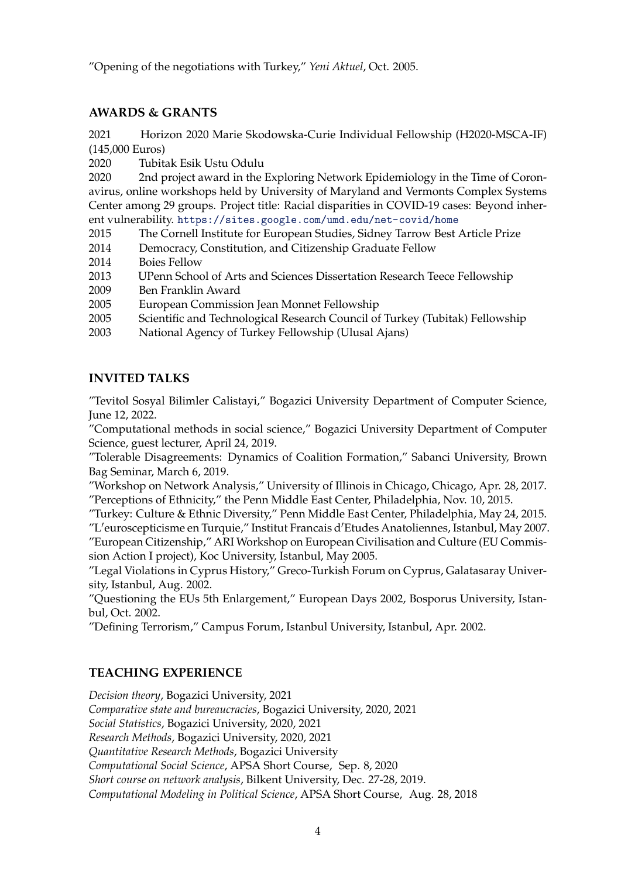"Opening of the negotiations with Turkey," *Yeni Aktuel*, Oct. 2005.

## AWARDS & GRANTS

2021 Horizon 2020 Marie Skodowska-Curie Individual Fellowship (H2020-MSCA-IF) (145,000 Euros)
2020 Tubitak Esik Ustu Odulu
2020 2nd project award in the Exploring Network Epidemiology in the Time of Coronavirus, online workshops held by University of Maryland and Vermonts Complex Systems Center among 29 groups. Project title: Racial disparities in COVID-19 cases: Beyond inherent vulnerability. https://sites.google.com/umd.edu/net-covid/home
2015 The Cornell Institute for European Studies, Sidney Tarrow Best Article Prize
2014 Democracy, Constitution, and Citizenship Graduate Fellow
2014 Boies Fellow
2013 UPenn School of Arts and Sciences Dissertation Research Teece Fellowship
2009 Ben Franklin Award
2005 European Commission Jean Monnet Fellowship
2005 Scientific and Technological Research Council of Turkey (Tubitak) Fellowship
2003 National Agency of Turkey Fellowship (Ulusal Ajans)

## INVITED TALKS

"Tevitol Sosyal Bilimler Calistayi," Bogazici University Department of Computer Science, June 12, 2022.
"Computational methods in social science," Bogazici University Department of Computer Science, guest lecturer, April 24, 2019.
"Tolerable Disagreements: Dynamics of Coalition Formation," Sabanci University, Brown Bag Seminar, March 6, 2019.
"Workshop on Network Analysis," University of Illinois in Chicago, Chicago, Apr. 28, 2017.
"Perceptions of Ethnicity," the Penn Middle East Center, Philadelphia, Nov. 10, 2015.
"Turkey: Culture & Ethnic Diversity," Penn Middle East Center, Philadelphia, May 24, 2015.
"L'euroscepticisme en Turquie," Institut Francais d'Etudes Anatoliennes, Istanbul, May 2007.
"European Citizenship," ARI Workshop on European Civilisation and Culture (EU Commission Action I project), Koc University, Istanbul, May 2005.
"Legal Violations in Cyprus History," Greco-Turkish Forum on Cyprus, Galatasaray University, Istanbul, Aug. 2002.
"Questioning the EUs 5th Enlargement," European Days 2002, Bosporus University, Istanbul, Oct. 2002.
"Defining Terrorism," Campus Forum, Istanbul University, Istanbul, Apr. 2002.

## TEACHING EXPERIENCE

*Decision theory*, Bogazici University, 2021
*Comparative state and bureaucracies*, Bogazici University, 2020, 2021
*Social Statistics*, Bogazici University, 2020, 2021
*Research Methods*, Bogazici University, 2020, 2021
*Quantitative Research Methods*, Bogazici University
*Computational Social Science*, APSA Short Course, Sep. 8, 2020
*Short course on network analysis*, Bilkent University, Dec. 27-28, 2019.
*Computational Modeling in Political Science*, APSA Short Course, Aug. 28, 2018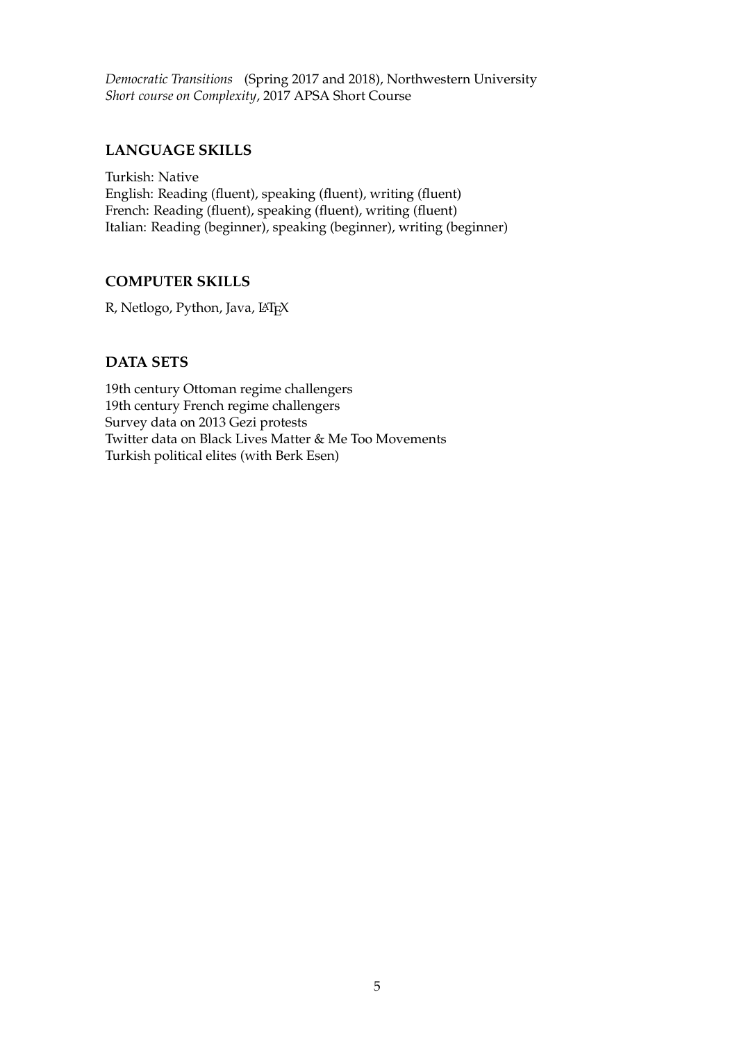*Democratic Transitions* (Spring 2017 and 2018), Northwestern University
*Short course on Complexity*, 2017 APSA Short Course

## LANGUAGE SKILLS

Turkish: Native
English: Reading (fluent), speaking (fluent), writing (fluent)
French: Reading (fluent), speaking (fluent), writing (fluent)
Italian: Reading (beginner), speaking (beginner), writing (beginner)

## COMPUTER SKILLS

R, Netlogo, Python, Java, LaTeX

## DATA SETS

19th century Ottoman regime challengers
19th century French regime challengers
Survey data on 2013 Gezi protests
Twitter data on Black Lives Matter & Me Too Movements
Turkish political elites (with Berk Esen)